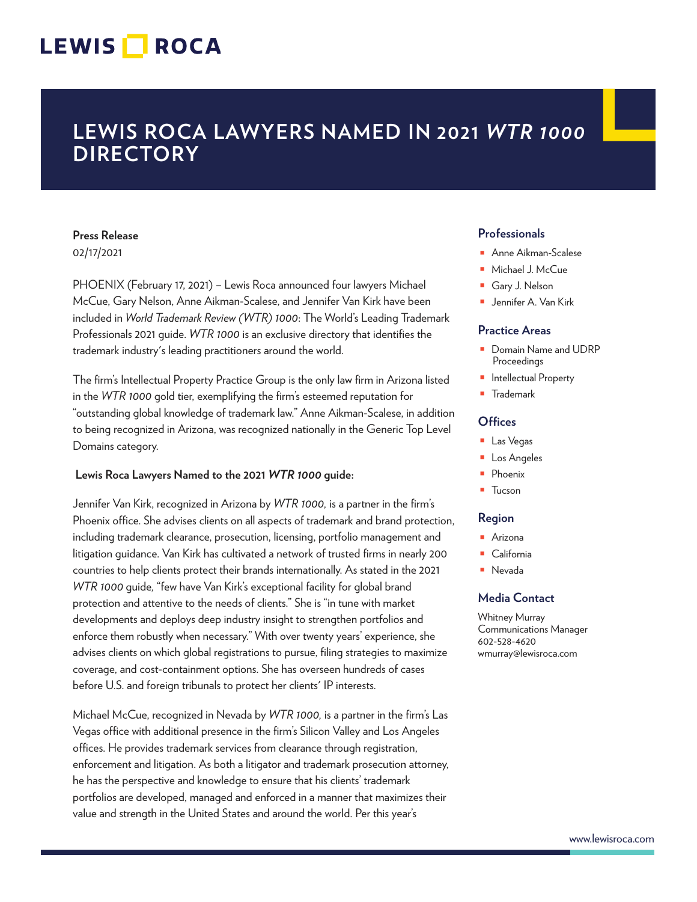# LEWIS ROCA LAWYERS NAMED IN 2021 *WTR 1000* DIRECTORY

**Press Release**

02/17/2021

PHOENIX (February 17, 2021) – Lewis Roca announced four lawyers Michael McCue, Gary Nelson, Anne Aikman-Scalese, and Jennifer Van Kirk have been included in *World Trademark Review (WTR) 1000*: The World's Leading Trademark Professionals 2021 guide. *WTR 1000* is an exclusive directory that identifies the trademark industry's leading practitioners around the world.

The firm's Intellectual Property Practice Group is the only law firm in Arizona listed in the *WTR 1000* gold tier, exemplifying the firm's esteemed reputation for "outstanding global knowledge of trademark law." Anne Aikman-Scalese, in addition to being recognized in Arizona, was recognized nationally in the Generic Top Level Domains category.

**Lewis Roca Lawyers Named to the 2021 *WTR 1000* guide:**

Jennifer Van Kirk, recognized in Arizona by *WTR 1000*, is a partner in the firm's Phoenix office. She advises clients on all aspects of trademark and brand protection, including trademark clearance, prosecution, licensing, portfolio management and litigation guidance. Van Kirk has cultivated a network of trusted firms in nearly 200 countries to help clients protect their brands internationally. As stated in the 2021 *WTR 1000* guide, "few have Van Kirk's exceptional facility for global brand protection and attentive to the needs of clients." She is "in tune with market developments and deploys deep industry insight to strengthen portfolios and enforce them robustly when necessary." With over twenty years' experience, she advises clients on which global registrations to pursue, filing strategies to maximize coverage, and cost-containment options. She has overseen hundreds of cases before U.S. and foreign tribunals to protect her clients' IP interests.

Michael McCue, recognized in Nevada by *WTR 1000*, is a partner in the firm's Las Vegas office with additional presence in the firm's Silicon Valley and Los Angeles offices. He provides trademark services from clearance through registration, enforcement and litigation. As both a litigator and trademark prosecution attorney, he has the perspective and knowledge to ensure that his clients' trademark portfolios are developed, managed and enforced in a manner that maximizes their value and strength in the United States and around the world. Per this year's

## Professionals

- Anne Aikman-Scalese
- Michael J. McCue
- Gary J. Nelson
- Jennifer A. Van Kirk

## Practice Areas

- Domain Name and UDRP Proceedings
- Intellectual Property
- Trademark

## Offices

- Las Vegas
- Los Angeles
- Phoenix
- Tucson

## Region

- Arizona
- California
- Nevada

## Media Contact

Whitney Murray
Communications Manager
602-528-4620
wmurray@lewisroca.com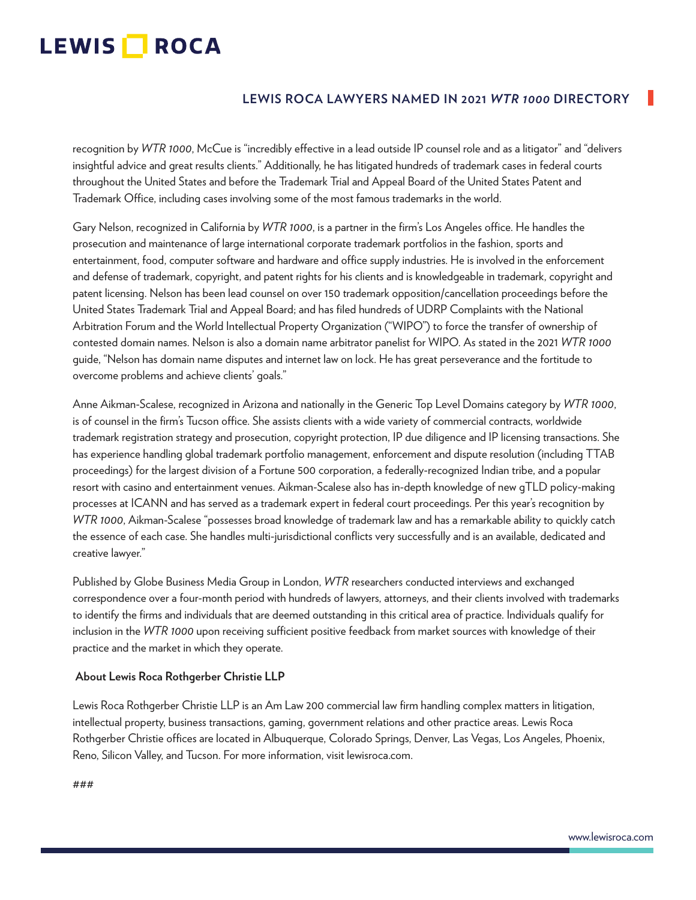recognition by *WTR 1000*, McCue is "incredibly effective in a lead outside IP counsel role and as a litigator" and "delivers insightful advice and great results clients." Additionally, he has litigated hundreds of trademark cases in federal courts throughout the United States and before the Trademark Trial and Appeal Board of the United States Patent and Trademark Office, including cases involving some of the most famous trademarks in the world.

Gary Nelson, recognized in California by *WTR 1000*, is a partner in the firm's Los Angeles office. He handles the prosecution and maintenance of large international corporate trademark portfolios in the fashion, sports and entertainment, food, computer software and hardware and office supply industries. He is involved in the enforcement and defense of trademark, copyright, and patent rights for his clients and is knowledgeable in trademark, copyright and patent licensing. Nelson has been lead counsel on over 150 trademark opposition/cancellation proceedings before the United States Trademark Trial and Appeal Board; and has filed hundreds of UDRP Complaints with the National Arbitration Forum and the World Intellectual Property Organization ("WIPO") to force the transfer of ownership of contested domain names. Nelson is also a domain name arbitrator panelist for WIPO. As stated in the 2021 *WTR 1000* guide, "Nelson has domain name disputes and internet law on lock. He has great perseverance and the fortitude to overcome problems and achieve clients' goals."

Anne Aikman-Scalese, recognized in Arizona and nationally in the Generic Top Level Domains category by *WTR 1000*, is of counsel in the firm's Tucson office. She assists clients with a wide variety of commercial contracts, worldwide trademark registration strategy and prosecution, copyright protection, IP due diligence and IP licensing transactions. She has experience handling global trademark portfolio management, enforcement and dispute resolution (including TTAB proceedings) for the largest division of a Fortune 500 corporation, a federally-recognized Indian tribe, and a popular resort with casino and entertainment venues. Aikman-Scalese also has in-depth knowledge of new gTLD policy-making processes at ICANN and has served as a trademark expert in federal court proceedings. Per this year's recognition by *WTR 1000*, Aikman-Scalese "possesses broad knowledge of trademark law and has a remarkable ability to quickly catch the essence of each case. She handles multi-jurisdictional conflicts very successfully and is an available, dedicated and creative lawyer."

Published by Globe Business Media Group in London, *WTR* researchers conducted interviews and exchanged correspondence over a four-month period with hundreds of lawyers, attorneys, and their clients involved with trademarks to identify the firms and individuals that are deemed outstanding in this critical area of practice. Individuals qualify for inclusion in the *WTR 1000* upon receiving sufficient positive feedback from market sources with knowledge of their practice and the market in which they operate.

**About Lewis Roca Rothgerber Christie LLP**

Lewis Roca Rothgerber Christie LLP is an Am Law 200 commercial law firm handling complex matters in litigation, intellectual property, business transactions, gaming, government relations and other practice areas. Lewis Roca Rothgerber Christie offices are located in Albuquerque, Colorado Springs, Denver, Las Vegas, Los Angeles, Phoenix, Reno, Silicon Valley, and Tucson. For more information, visit lewisroca.com.

###